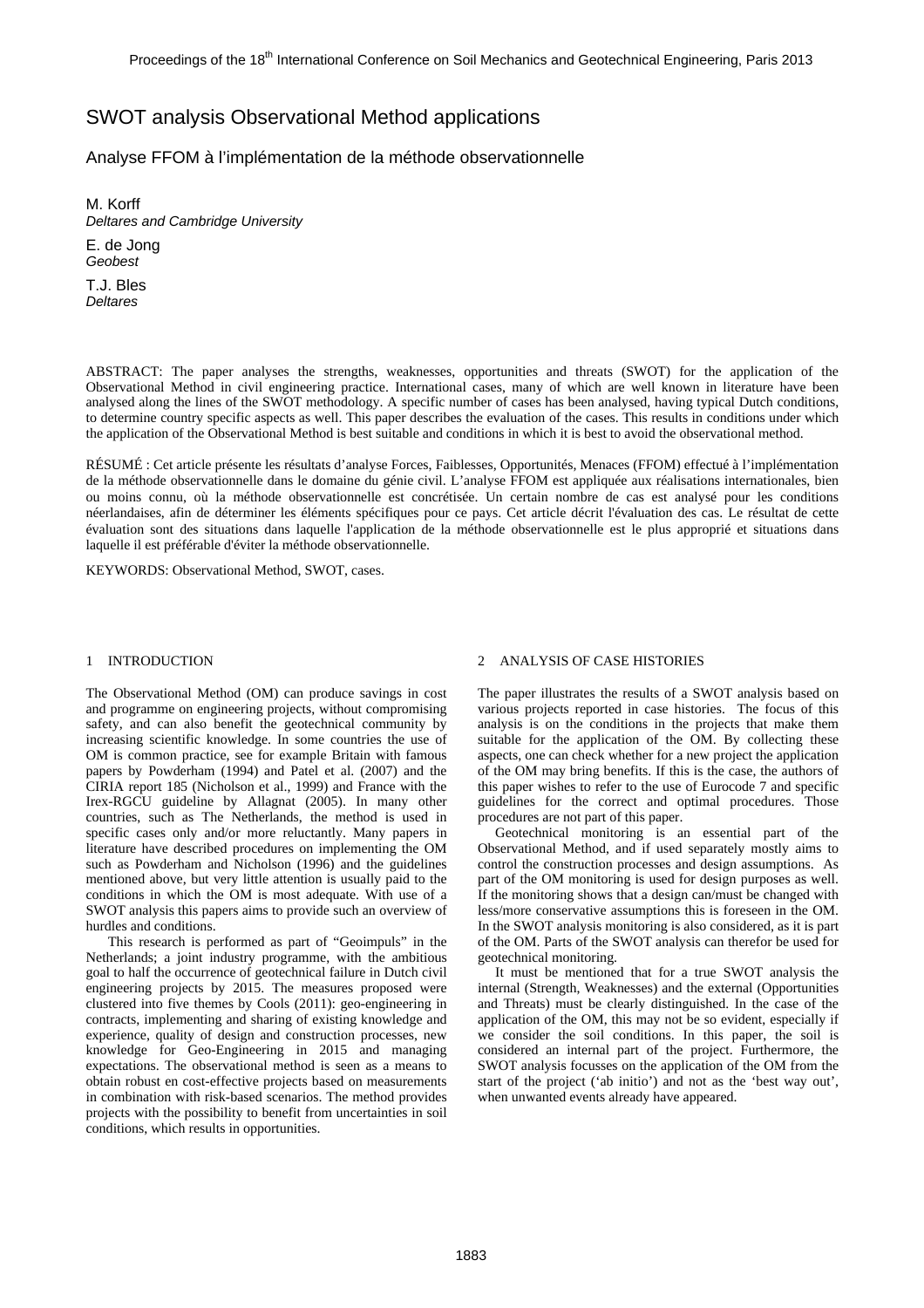# SWOT analysis Observational Method applications

## Analyse FFOM à l'implémentation de la méthode observationnelle

M. Korff
*Deltares and Cambridge University*

E. de Jong
*Geobest*

T.J. Bles
*Deltares*

ABSTRACT: The paper analyses the strengths, weaknesses, opportunities and threats (SWOT) for the application of the Observational Method in civil engineering practice. International cases, many of which are well known in literature have been analysed along the lines of the SWOT methodology. A specific number of cases has been analysed, having typical Dutch conditions, to determine country specific aspects as well. This paper describes the evaluation of the cases. This results in conditions under which the application of the Observational Method is best suitable and conditions in which it is best to avoid the observational method.

RÉSUMÉ : Cet article présente les résultats d'analyse Forces, Faiblesses, Opportunités, Menaces (FFOM) effectué à l'implémentation de la méthode observationnelle dans le domaine du génie civil. L'analyse FFOM est appliquée aux réalisations internationales, bien ou moins connu, où la méthode observationnelle est concrétisée. Un certain nombre de cas est analysé pour les conditions néerlandaises, afin de déterminer les éléments spécifiques pour ce pays. Cet article décrit l'évaluation des cas. Le résultat de cette évaluation sont des situations dans laquelle l'application de la méthode observationnelle est le plus approprié et situations dans laquelle il est préférable d'éviter la méthode observationnelle.

KEYWORDS: Observational Method, SWOT, cases.

## 1 INTRODUCTION

The Observational Method (OM) can produce savings in cost and programme on engineering projects, without compromising safety, and can also benefit the geotechnical community by increasing scientific knowledge. In some countries the use of OM is common practice, see for example Britain with famous papers by Powderham (1994) and Patel et al. (2007) and the CIRIA report 185 (Nicholson et al., 1999) and France with the Irex-RGCU guideline by Allagnat (2005). In many other countries, such as The Netherlands, the method is used in specific cases only and/or more reluctantly. Many papers in literature have described procedures on implementing the OM such as Powderham and Nicholson (1996) and the guidelines mentioned above, but very little attention is usually paid to the conditions in which the OM is most adequate. With use of a SWOT analysis this papers aims to provide such an overview of hurdles and conditions.

This research is performed as part of "Geoimpuls" in the Netherlands; a joint industry programme, with the ambitious goal to half the occurrence of geotechnical failure in Dutch civil engineering projects by 2015. The measures proposed were clustered into five themes by Cools (2011): geo-engineering in contracts, implementing and sharing of existing knowledge and experience, quality of design and construction processes, new knowledge for Geo-Engineering in 2015 and managing expectations. The observational method is seen as a means to obtain robust en cost-effective projects based on measurements in combination with risk-based scenarios. The method provides projects with the possibility to benefit from uncertainties in soil conditions, which results in opportunities.

## 2 ANALYSIS OF CASE HISTORIES

The paper illustrates the results of a SWOT analysis based on various projects reported in case histories. The focus of this analysis is on the conditions in the projects that make them suitable for the application of the OM. By collecting these aspects, one can check whether for a new project the application of the OM may bring benefits. If this is the case, the authors of this paper wishes to refer to the use of Eurocode 7 and specific guidelines for the correct and optimal procedures. Those procedures are not part of this paper.

Geotechnical monitoring is an essential part of the Observational Method, and if used separately mostly aims to control the construction processes and design assumptions. As part of the OM monitoring is used for design purposes as well. If the monitoring shows that a design can/must be changed with less/more conservative assumptions this is foreseen in the OM. In the SWOT analysis monitoring is also considered, as it is part of the OM. Parts of the SWOT analysis can therefor be used for geotechnical monitoring.

It must be mentioned that for a true SWOT analysis the internal (Strength, Weaknesses) and the external (Opportunities and Threats) must be clearly distinguished. In the case of the application of the OM, this may not be so evident, especially if we consider the soil conditions. In this paper, the soil is considered an internal part of the project. Furthermore, the SWOT analysis focusses on the application of the OM from the start of the project ('ab initio') and not as the 'best way out', when unwanted events already have appeared.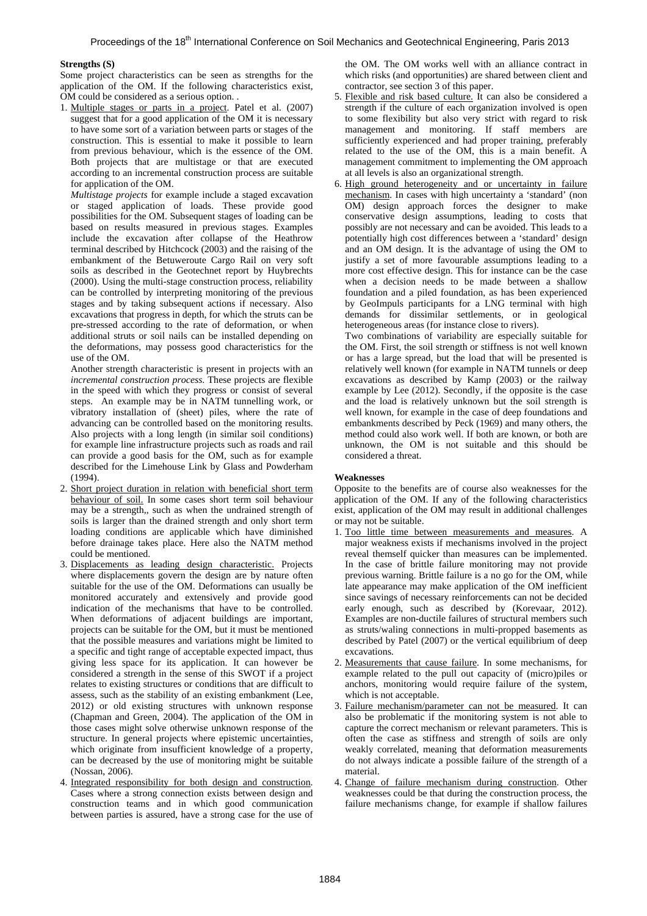**Strengths (S)**

Some project characteristics can be seen as strengths for the application of the OM. If the following characteristics exist, OM could be considered as a serious option. .

1. Multiple stages or parts in a project. Patel et al. (2007) suggest that for a good application of the OM it is necessary to have some sort of a variation between parts or stages of the construction. This is essential to make it possible to learn from previous behaviour, which is the essence of the OM. Both projects that are multistage or that are executed according to an incremental construction process are suitable for application of the OM.

   *Multistage projects* for example include a staged excavation or staged application of loads. These provide good possibilities for the OM. Subsequent stages of loading can be based on results measured in previous stages. Examples include the excavation after collapse of the Heathrow terminal described by Hitchcock (2003) and the raising of the embankment of the Betuweroute Cargo Rail on very soft soils as described in the Geotechnet report by Huybrechts (2000). Using the multi-stage construction process, reliability can be controlled by interpreting monitoring of the previous stages and by taking subsequent actions if necessary. Also excavations that progress in depth, for which the struts can be pre-stressed according to the rate of deformation, or when additional struts or soil nails can be installed depending on the deformations, may possess good characteristics for the use of the OM.

   Another strength characteristic is present in projects with an *incremental construction process*. These projects are flexible in the speed with which they progress or consist of several steps. An example may be in NATM tunnelling work, or vibratory installation of (sheet) piles, where the rate of advancing can be controlled based on the monitoring results. Also projects with a long length (in similar soil conditions) for example line infrastructure projects such as roads and rail can provide a good basis for the OM, such as for example described for the Limehouse Link by Glass and Powderham (1994).

2. Short project duration in relation with beneficial short term behaviour of soil. In some cases short term soil behaviour may be a strength,, such as when the undrained strength of soils is larger than the drained strength and only short term loading conditions are applicable which have diminished before drainage takes place. Here also the NATM method could be mentioned.

3. Displacements as leading design characteristic. Projects where displacements govern the design are by nature often suitable for the use of the OM. Deformations can usually be monitored accurately and extensively and provide good indication of the mechanisms that have to be controlled. When deformations of adjacent buildings are important, projects can be suitable for the OM, but it must be mentioned that the possible measures and variations might be limited to a specific and tight range of acceptable expected impact, thus giving less space for its application. It can however be considered a strength in the sense of this SWOT if a project relates to existing structures or conditions that are difficult to assess, such as the stability of an existing embankment (Lee, 2012) or old existing structures with unknown response (Chapman and Green, 2004). The application of the OM in those cases might solve otherwise unknown response of the structure. In general projects where epistemic uncertainties, which originate from insufficient knowledge of a property, can be decreased by the use of monitoring might be suitable (Nossan, 2006).

4. Integrated responsibility for both design and construction. Cases where a strong connection exists between design and construction teams and in which good communication between parties is assured, have a strong case for the use of the OM. The OM works well with an alliance contract in which risks (and opportunities) are shared between client and contractor, see section 3 of this paper.

5. Flexible and risk based culture. It can also be considered a strength if the culture of each organization involved is open to some flexibility but also very strict with regard to risk management and monitoring. If staff members are sufficiently experienced and had proper training, preferably related to the use of the OM, this is a main benefit. A management commitment to implementing the OM approach at all levels is also an organizational strength.

6. High ground heterogeneity and or uncertainty in failure mechanism. In cases with high uncertainty a 'standard' (non OM) design approach forces the designer to make conservative design assumptions, leading to costs that possibly are not necessary and can be avoided. This leads to a potentially high cost differences between a 'standard' design and an OM design. It is the advantage of using the OM to justify a set of more favourable assumptions leading to a more cost effective design. This for instance can be the case when a decision needs to be made between a shallow foundation and a piled foundation, as has been experienced by GeoImpuls participants for a LNG terminal with high demands for dissimilar settlements, or in geological heterogeneous areas (for instance close to rivers).

   Two combinations of variability are especially suitable for the OM. First, the soil strength or stiffness is not well known or has a large spread, but the load that will be presented is relatively well known (for example in NATM tunnels or deep excavations as described by Kamp (2003) or the railway example by Lee (2012). Secondly, if the opposite is the case and the load is relatively unknown but the soil strength is well known, for example in the case of deep foundations and embankments described by Peck (1969) and many others, the method could also work well. If both are known, or both are unknown, the OM is not suitable and this should be considered a threat.

**Weaknesses**

Opposite to the benefits are of course also weaknesses for the application of the OM. If any of the following characteristics exist, application of the OM may result in additional challenges or may not be suitable.

1. Too little time between measurements and measures. A major weakness exists if mechanisms involved in the project reveal themself quicker than measures can be implemented. In the case of brittle failure monitoring may not provide previous warning. Brittle failure is a no go for the OM, while late appearance may make application of the OM inefficient since savings of necessary reinforcements can not be decided early enough, such as described by (Korevaar, 2012). Examples are non-ductile failures of structural members such as struts/waling connections in multi-propped basements as described by Patel (2007) or the vertical equilibrium of deep excavations.

2. Measurements that cause failure. In some mechanisms, for example related to the pull out capacity of (micro)piles or anchors, monitoring would require failure of the system, which is not acceptable.

3. Failure mechanism/parameter can not be measured. It can also be problematic if the monitoring system is not able to capture the correct mechanism or relevant parameters. This is often the case as stiffness and strength of soils are only weakly correlated, meaning that deformation measurements do not always indicate a possible failure of the strength of a material.

4. Change of failure mechanism during construction. Other weaknesses could be that during the construction process, the failure mechanisms change, for example if shallow failures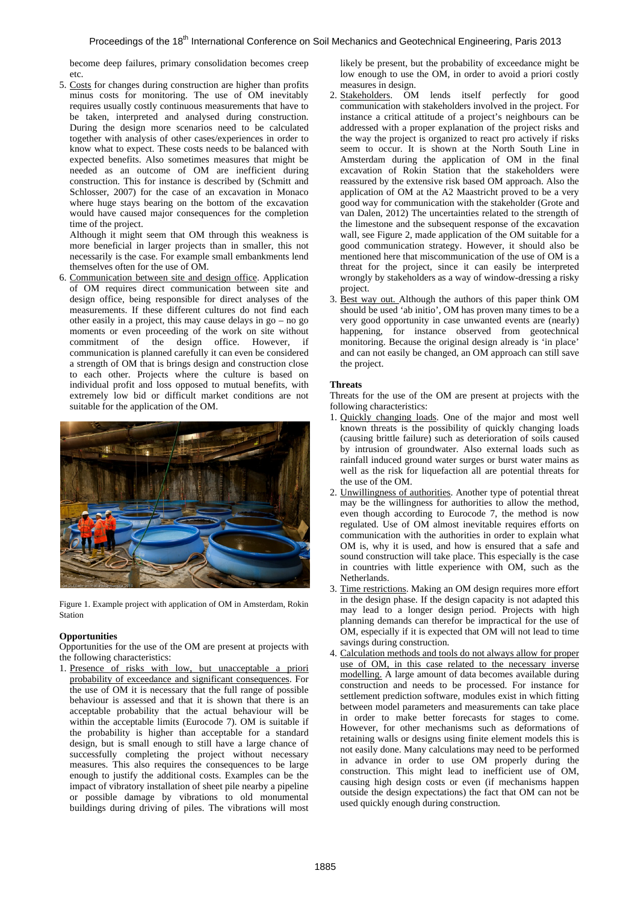become deep failures, primary consolidation becomes creep etc.

5. Costs for changes during construction are higher than profits minus costs for monitoring. The use of OM inevitably requires usually costly continuous measurements that have to be taken, interpreted and analysed during construction. During the design more scenarios need to be calculated together with analysis of other cases/experiences in order to know what to expect. These costs needs to be balanced with expected benefits. Also sometimes measures that might be needed as an outcome of OM are inefficient during construction. This for instance is described by (Schmitt and Schlosser, 2007) for the case of an excavation in Monaco where huge stays bearing on the bottom of the excavation would have caused major consequences for the completion time of the project.

   Although it might seem that OM through this weakness is more beneficial in larger projects than in smaller, this not necessarily is the case. For example small embankments lend themselves often for the use of OM.

6. Communication between site and design office. Application of OM requires direct communication between site and design office, being responsible for direct analyses of the measurements. If these different cultures do not find each other easily in a project, this may cause delays in go – no go moments or even proceeding of the work on site without commitment of the design office. However, if communication is planned carefully it can even be considered a strength of OM that is brings design and construction close to each other. Projects where the culture is based on individual profit and loss opposed to mutual benefits, with extremely low bid or difficult market conditions are not suitable for the application of the OM.

Figure 1. Example project with application of OM in Amsterdam, Rokin Station

**Opportunities**

Opportunities for the use of the OM are present at projects with the following characteristics:

1. Presence of risks with low, but unacceptable a priori probability of exceedance and significant consequences. For the use of OM it is necessary that the full range of possible behaviour is assessed and that it is shown that there is an acceptable probability that the actual behaviour will be within the acceptable limits (Eurocode 7). OM is suitable if the probability is higher than acceptable for a standard design, but is small enough to still have a large chance of successfully completing the project without necessary measures. This also requires the consequences to be large enough to justify the additional costs. Examples can be the impact of vibratory installation of sheet pile nearby a pipeline or possible damage by vibrations to old monumental buildings during driving of piles. The vibrations will most likely be present, but the probability of exceedance might be low enough to use the OM, in order to avoid a priori costly measures in design.

2. Stakeholders. OM lends itself perfectly for good communication with stakeholders involved in the project. For instance a critical attitude of a project's neighbours can be addressed with a proper explanation of the project risks and the way the project is organized to react pro actively if risks seem to occur. It is shown at the North South Line in Amsterdam during the application of OM in the final excavation of Rokin Station that the stakeholders were reassured by the extensive risk based OM approach. Also the application of OM at the A2 Maastricht proved to be a very good way for communication with the stakeholder (Grote and van Dalen, 2012) The uncertainties related to the strength of the limestone and the subsequent response of the excavation wall, see Figure 2, made application of the OM suitable for a good communication strategy. However, it should also be mentioned here that miscommunication of the use of OM is a threat for the project, since it can easily be interpreted wrongly by stakeholders as a way of window-dressing a risky project.

3. Best way out. Although the authors of this paper think OM should be used 'ab initio', OM has proven many times to be a very good opportunity in case unwanted events are (nearly) happening, for instance observed from geotechnical monitoring. Because the original design already is 'in place' and can not easily be changed, an OM approach can still save the project.

**Threats**

Threats for the use of the OM are present at projects with the following characteristics:

1. Quickly changing loads. One of the major and most well known threats is the possibility of quickly changing loads (causing brittle failure) such as deterioration of soils caused by intrusion of groundwater. Also external loads such as rainfall induced ground water surges or burst water mains as well as the risk for liquefaction all are potential threats for the use of the OM.

2. Unwillingness of authorities. Another type of potential threat may be the willingness for authorities to allow the method, even though according to Eurocode 7, the method is now regulated. Use of OM almost inevitable requires efforts on communication with the authorities in order to explain what OM is, why it is used, and how is ensured that a safe and sound construction will take place. This especially is the case in countries with little experience with OM, such as the Netherlands.

3. Time restrictions. Making an OM design requires more effort in the design phase. If the design capacity is not adapted this may lead to a longer design period. Projects with high planning demands can therefor be impractical for the use of OM, especially if it is expected that OM will not lead to time savings during construction.

4. Calculation methods and tools do not always allow for proper use of OM, in this case related to the necessary inverse modelling. A large amount of data becomes available during construction and needs to be processed. For instance for settlement prediction software, modules exist in which fitting between model parameters and measurements can take place in order to make better forecasts for stages to come. However, for other mechanisms such as deformations of retaining walls or designs using finite element models this is not easily done. Many calculations may need to be performed in advance in order to use OM properly during the construction. This might lead to inefficient use of OM, causing high design costs or even (if mechanisms happen outside the design expectations) the fact that OM can not be used quickly enough during construction.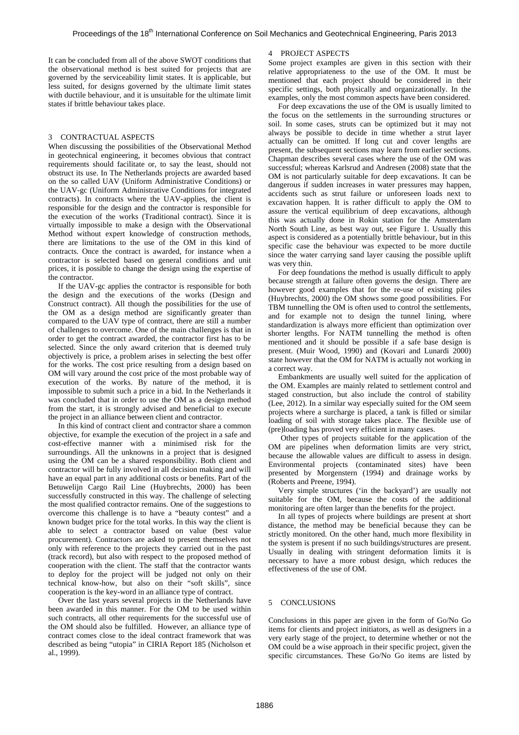It can be concluded from all of the above SWOT conditions that the observational method is best suited for projects that are governed by the serviceability limit states. It is applicable, but less suited, for designs governed by the ultimate limit states with ductile behaviour, and it is unsuitable for the ultimate limit states if brittle behaviour takes place.

## 3 CONTRACTUAL ASPECTS

When discussing the possibilities of the Observational Method in geotechnical engineering, it becomes obvious that contract requirements should facilitate or, to say the least, should not obstruct its use. In The Netherlands projects are awarded based on the so called UAV (Uniform Administrative Conditions) or the UAV-gc (Uniform Administrative Conditions for integrated contracts). In contracts where the UAV-applies, the client is responsible for the design and the contractor is responsible for the execution of the works (Traditional contract). Since it is virtually impossible to make a design with the Observational Method without expert knowledge of construction methods, there are limitations to the use of the OM in this kind of contracts. Once the contract is awarded, for instance when a contractor is selected based on general conditions and unit prices, it is possible to change the design using the expertise of the contractor.

If the UAV-gc applies the contractor is responsible for both the design and the executions of the works (Design and Construct contract). All though the possibilities for the use of the OM as a design method are significantly greater than compared to the UAV type of contract, there are still a number of challenges to overcome. One of the main challenges is that in order to get the contract awarded, the contractor first has to be selected. Since the only award criterion that is deemed truly objectively is price, a problem arises in selecting the best offer for the works. The cost price resulting from a design based on OM will vary around the cost price of the most probable way of execution of the works. By nature of the method, it is impossible to submit such a price in a bid. In the Netherlands it was concluded that in order to use the OM as a design method from the start, it is strongly advised and beneficial to execute the project in an alliance between client and contractor.

In this kind of contract client and contractor share a common objective, for example the execution of the project in a safe and cost-effective manner with a minimised risk for the surroundings. All the unknowns in a project that is designed using the OM can be a shared responsibility. Both client and contractor will be fully involved in all decision making and will have an equal part in any additional costs or benefits. Part of the Betuwelijn Cargo Rail Line (Huybrechts, 2000) has been successfully constructed in this way. The challenge of selecting the most qualified contractor remains. One of the suggestions to overcome this challenge is to have a "beauty contest" and a known budget price for the total works. In this way the client is able to select a contractor based on value (best value procurement). Contractors are asked to present themselves not only with reference to the projects they carried out in the past (track record), but also with respect to the proposed method of cooperation with the client. The staff that the contractor wants to deploy for the project will be judged not only on their technical know-how, but also on their "soft skills", since cooperation is the key-word in an alliance type of contract.

Over the last years several projects in the Netherlands have been awarded in this manner. For the OM to be used within such contracts, all other requirements for the successful use of the OM should also be fulfilled. However, an alliance type of contract comes close to the ideal contract framework that was described as being "utopia" in CIRIA Report 185 (Nicholson et al., 1999).

## 4 PROJECT ASPECTS

Some project examples are given in this section with their relative appropriateness to the use of the OM. It must be mentioned that each project should be considered in their specific settings, both physically and organizationally. In the examples, only the most common aspects have been considered.

For deep excavations the use of the OM is usually limited to the focus on the settlements in the surrounding structures or soil. In some cases, struts can be optimized but it may not always be possible to decide in time whether a strut layer actually can be omitted. If long cut and cover lengths are present, the subsequent sections may learn from earlier sections. Chapman describes several cases where the use of the OM was successful; whereas Karlsrud and Andresen (2008) state that the OM is not particularly suitable for deep excavations. It can be dangerous if sudden increases in water pressures may happen, accidents such as strut failure or unforeseen loads next to excavation happen. It is rather difficult to apply the OM to assure the vertical equilibrium of deep excavations, although this was actually done in Rokin station for the Amsterdam North South Line, as best way out, see Figure 1. Usually this aspect is considered as a potentially brittle behaviour, but in this specific case the behaviour was expected to be more ductile since the water carrying sand layer causing the possible uplift was very thin.

For deep foundations the method is usually difficult to apply because strength at failure often governs the design. There are however good examples that for the re-use of existing piles (Huybrechts, 2000) the OM shows some good possibilities. For TBM tunnelling the OM is often used to control the settlements, and for example not to design the tunnel lining, where standardization is always more efficient than optimization over shorter lengths. For NATM tunnelling the method is often mentioned and it should be possible if a safe base design is present. (Muir Wood, 1990) and (Kovari and Lunardi 2000) state however that the OM for NATM is actually not working in a correct way.

Embankments are usually well suited for the application of the OM. Examples are mainly related to settlement control and staged construction, but also include the control of stability (Lee, 2012). In a similar way especially suited for the OM seem projects where a surcharge is placed, a tank is filled or similar loading of soil with storage takes place. The flexible use of (pre)loading has proved very efficient in many cases.

Other types of projects suitable for the application of the OM are pipelines when deformation limits are very strict, because the allowable values are difficult to assess in design. Environmental projects (contaminated sites) have been presented by Morgenstern (1994) and drainage works by (Roberts and Preene, 1994).

Very simple structures ('in the backyard') are usually not suitable for the OM, because the costs of the additional monitoring are often larger than the benefits for the project.

In all types of projects where buildings are present at short distance, the method may be beneficial because they can be strictly monitored. On the other hand, much more flexibility in the system is present if no such buildings/structures are present. Usually in dealing with stringent deformation limits it is necessary to have a more robust design, which reduces the effectiveness of the use of OM.

## 5 CONCLUSIONS

Conclusions in this paper are given in the form of Go/No Go items for clients and project initiators, as well as designers in a very early stage of the project, to determine whether or not the OM could be a wise approach in their specific project, given the specific circumstances. These Go/No Go items are listed by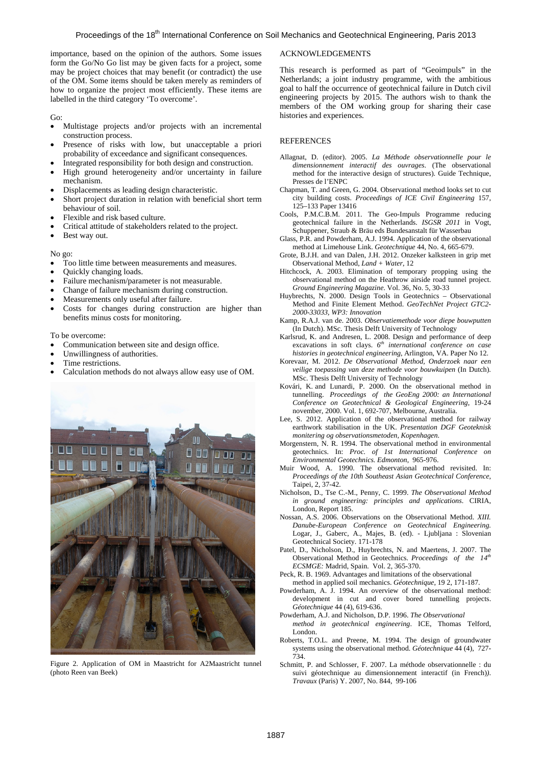importance, based on the opinion of the authors. Some issues form the Go/No Go list may be given facts for a project, some may be project choices that may benefit (or contradict) the use of the OM. Some items should be taken merely as reminders of how to organize the project most efficiently. These items are labelled in the third category 'To overcome'.

Go:

- Multistage projects and/or projects with an incremental construction process.
- Presence of risks with low, but unacceptable a priori probability of exceedance and significant consequences.
- Integrated responsibility for both design and construction.
- High ground heterogeneity and/or uncertainty in failure mechanism.
- Displacements as leading design characteristic.
- Short project duration in relation with beneficial short term behaviour of soil.
- Flexible and risk based culture.
- Critical attitude of stakeholders related to the project.
- Best way out.

No go:

- Too little time between measurements and measures.
- Quickly changing loads.
- Failure mechanism/parameter is not measurable.
- Change of failure mechanism during construction.
- Measurements only useful after failure.
- Costs for changes during construction are higher than benefits minus costs for monitoring.

To be overcome:

- Communication between site and design office.
- Unwillingness of authorities.
- Time restrictions.
- Calculation methods do not always allow easy use of OM.

Figure 2. Application of OM in Maastricht for A2Maastricht tunnel (photo Reen van Beek)

ACKNOWLEDGEMENTS

This research is performed as part of "Geoimpuls" in the Netherlands; a joint industry programme, with the ambitious goal to half the occurrence of geotechnical failure in Dutch civil engineering projects by 2015. The authors wish to thank the members of the OM working group for sharing their case histories and experiences.

REFERENCES

Allagnat, D. (editor). 2005. *La Méthode observationnelle pour le dimensionnement interactif des ouvrages*. (The observational method for the interactive design of structures). Guide Technique, Presses de l'ENPC

Chapman, T. and Green, G. 2004. Observational method looks set to cut city building costs. *Proceedings of ICE Civil Engineering* 157, 125–133 Paper 13416

Cools, P.M.C.B.M. 2011. The Geo-Impuls Programme reducing geotechnical failure in the Netherlands. *ISGSR 2011* in Vogt, Schuppener, Straub & Bräu eds Bundesanstalt für Wasserbau

Glass, P.R. and Powderham, A.J. 1994. Application of the observational method at Limehouse Link. *Geotechnique* 44, No. 4, 665-679.

Grote, B.J.H. and van Dalen, J.H. 2012. Onzeker kalksteen in grip met Observational Method, *Land + Water*, 12

Hitchcock, A. 2003. Elimination of temporary propping using the observational method on the Heathrow airside road tunnel project. *Ground Engineering Magazine*. Vol. 36, No. 5, 30-33

Huybrechts, N. 2000. Design Tools in Geotechnics – Observational Method and Finite Element Method. *GeoTechNet Project GTC2-2000-33033, WP3: Innovation*

Kamp, R.A.J. van de. 2003. *Observatiemethode voor diepe bouwputten* (In Dutch). MSc. Thesis Delft University of Technology

Karlsrud, K. and Andresen, L. 2008. Design and performance of deep excavations in soft clays. *6th international conference on case histories in geotechnical engineering*, Arlington, VA. Paper No 12.

Korevaar, M. 2012. *De Observational Method, Onderzoek naar een veilige toepassing van deze methode voor bouwkuipen* (In Dutch). MSc. Thesis Delft University of Technology

Kovári, K. and Lunardi, P. 2000. On the observational method in tunnelling. *Proceedings of the GeoEng 2000: an International Conference on Geotechnical & Geological Engineering*, 19-24 november, 2000. Vol. 1, 692-707, Melbourne, Australia.

Lee, S. 2012. Application of the observational method for railway earthwork stabilisation in the UK. *Presentation DGF Geoteknisk monitering og observationsmetoden, Kopenhagen.*

Morgenstern, N. R. 1994. The observational method in environmental geotechnics. In: *Proc. of 1st International Conference on Environmental Geotechnics. Edmonton*, 965-976.

Muir Wood, A. 1990. The observational method revisited. In: *Proceedings of the 10th Southeast Asian Geotechnical Conference*, Taipei, 2, 37-42.

Nicholson, D., Tse C.-M., Penny, C. 1999. *The Observational Method in ground engineering: principles and applications*. CIRIA, London, Report 185.

Nossan, A.S. 2006. Observations on the Observational Method. *XIII. Danube-European Conference on Geotechnical Engineering.* Logar, J., Gaberc, A., Majes, B. (ed). - Ljubljana : Slovenian Geotechnical Society. 171-178

Patel, D., Nicholson, D., Huybrechts, N. and Maertens, J. 2007. The Observational Method in Geotechnics. *Proceedings of the 14th ECSMGE:* Madrid, Spain. Vol. 2, 365-370.

Peck, R. B. 1969. Advantages and limitations of the observational method in applied soil mechanics. *Géotechnique*, 19 2, 171-187.

Powderham, A. J. 1994. An overview of the observational method: development in cut and cover bored tunnelling projects. *Géotechnique* 44 (4), 619-636.

Powderham, A.J. and Nicholson, D.P. 1996. *The Observational method in geotechnical engineering*. ICE, Thomas Telford, London.

Roberts, T.O.L. and Preene, M. 1994. The design of groundwater systems using the observational method. *Géotechnique* 44 (4), 727-734.

Schmitt, P. and Schlosser, F. 2007. La méthode observationnelle : du suivi géotechnique au dimensionnement interactif (in French)*). Travaux* (Paris) Y. 2007, No. 844, 99-106